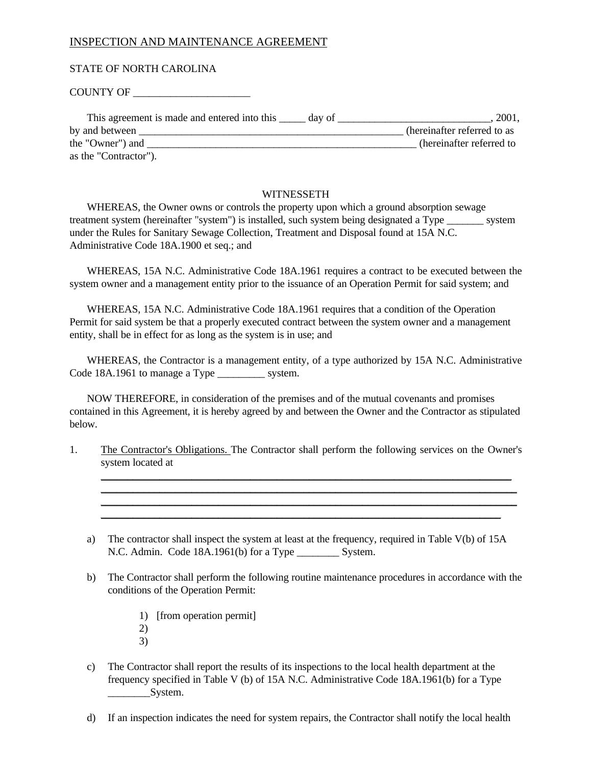INSPECTION AND MAINTENANCE AGREEMENT

STATE OF NORTH CAROLINA

COUNTY OF ______________________

This agreement is made and entered into this _____ day of ______________________________, 2001, by and between ___________________________________________________ (hereinafter referred to as the "Owner") and _____________________________________________________ (hereinafter referred to as the "Contractor").

WITNESSETH

WHEREAS, the Owner owns or controls the property upon which a ground absorption sewage treatment system (hereinafter "system") is installed, such system being designated a Type _______ system under the Rules for Sanitary Sewage Collection, Treatment and Disposal found at 15A N.C. Administrative Code 18A.1900 et seq.; and

WHEREAS, 15A N.C. Administrative Code 18A.1961 requires a contract to be executed between the system owner and a management entity prior to the issuance of an Operation Permit for said system; and

WHEREAS, 15A N.C. Administrative Code 18A.1961 requires that a condition of the Operation Permit for said system be that a properly executed contract between the system owner and a management entity, shall be in effect for as long as the system is in use; and

WHEREAS, the Contractor is a management entity, of a type authorized by 15A N.C. Administrative Code 18A.1961 to manage a Type _________ system.

NOW THEREFORE, in consideration of the premises and of the mutual covenants and promises contained in this Agreement, it is hereby agreed by and between the Owner and the Contractor as stipulated below.

1. The Contractor's Obligations. The Contractor shall perform the following services on the Owner's system located at
   ________________________________________________________________________________
   ________________________________________________________________________________
   ________________________________________________________________________________
   ________________________________________________________________________________

   a) The contractor shall inspect the system at least at the frequency, required in Table V(b) of 15A N.C. Admin. Code 18A.1961(b) for a Type ________ System.

   b) The Contractor shall perform the following routine maintenance procedures in accordance with the conditions of the Operation Permit:

      1) [from operation permit]
      2)
      3)

   c) The Contractor shall report the results of its inspections to the local health department at the frequency specified in Table V (b) of 15A N.C. Administrative Code 18A.1961(b) for a Type ________System.

   d) If an inspection indicates the need for system repairs, the Contractor shall notify the local health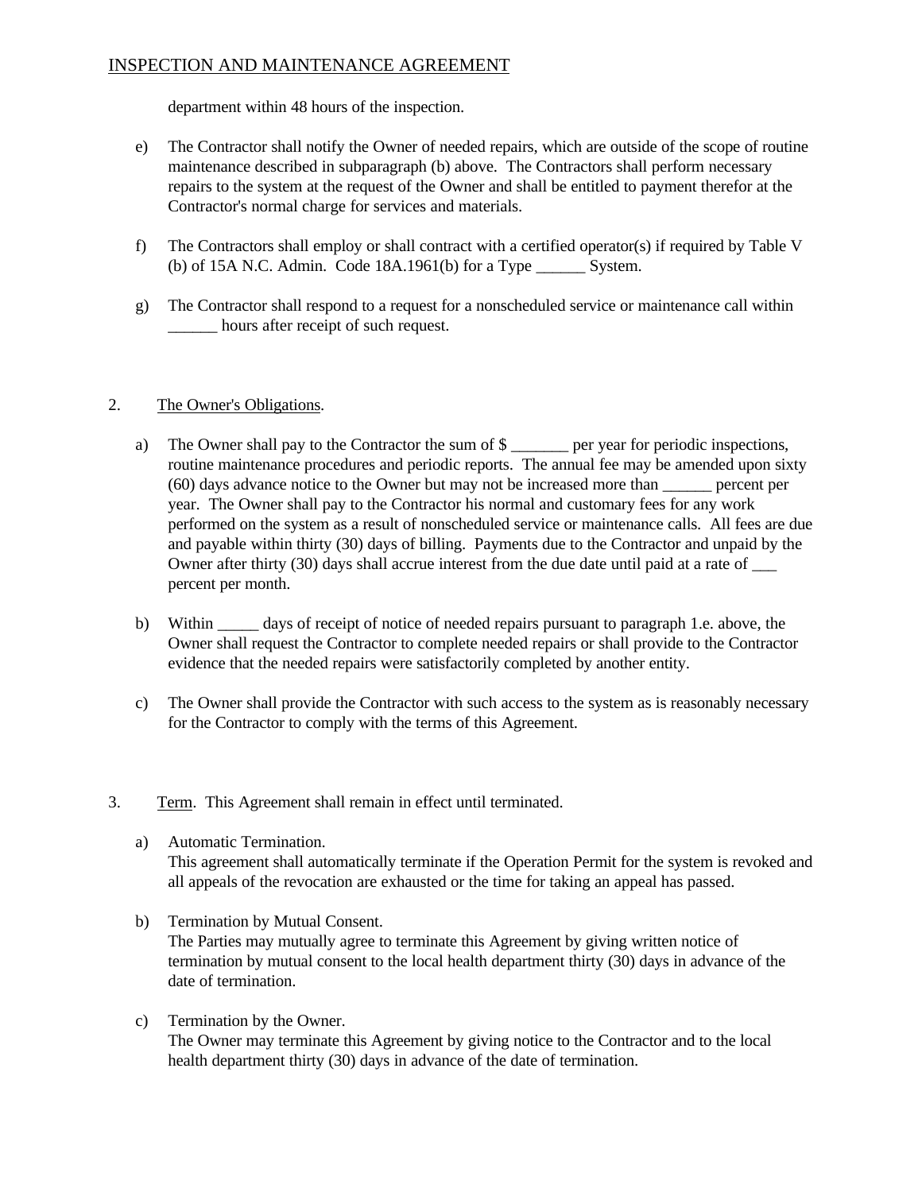department within 48 hours of the inspection.

e) The Contractor shall notify the Owner of needed repairs, which are outside of the scope of routine maintenance described in subparagraph (b) above. The Contractors shall perform necessary repairs to the system at the request of the Owner and shall be entitled to payment therefor at the Contractor's normal charge for services and materials.

f) The Contractors shall employ or shall contract with a certified operator(s) if required by Table V (b) of 15A N.C. Admin. Code 18A.1961(b) for a Type ______ System.

g) The Contractor shall respond to a request for a nonscheduled service or maintenance call within ______ hours after receipt of such request.

2. <u>The Owner's Obligations</u>.

a) The Owner shall pay to the Contractor the sum of $ _______ per year for periodic inspections, routine maintenance procedures and periodic reports. The annual fee may be amended upon sixty (60) days advance notice to the Owner but may not be increased more than ______ percent per year. The Owner shall pay to the Contractor his normal and customary fees for any work performed on the system as a result of nonscheduled service or maintenance calls. All fees are due and payable within thirty (30) days of billing. Payments due to the Contractor and unpaid by the Owner after thirty (30) days shall accrue interest from the due date until paid at a rate of ___ percent per month.

b) Within _____ days of receipt of notice of needed repairs pursuant to paragraph 1.e. above, the Owner shall request the Contractor to complete needed repairs or shall provide to the Contractor evidence that the needed repairs were satisfactorily completed by another entity.

c) The Owner shall provide the Contractor with such access to the system as is reasonably necessary for the Contractor to comply with the terms of this Agreement.

3. <u>Term</u>. This Agreement shall remain in effect until terminated.

a) Automatic Termination.
This agreement shall automatically terminate if the Operation Permit for the system is revoked and all appeals of the revocation are exhausted or the time for taking an appeal has passed.

b) Termination by Mutual Consent.
The Parties may mutually agree to terminate this Agreement by giving written notice of termination by mutual consent to the local health department thirty (30) days in advance of the date of termination.

c) Termination by the Owner.
The Owner may terminate this Agreement by giving notice to the Contractor and to the local health department thirty (30) days in advance of the date of termination.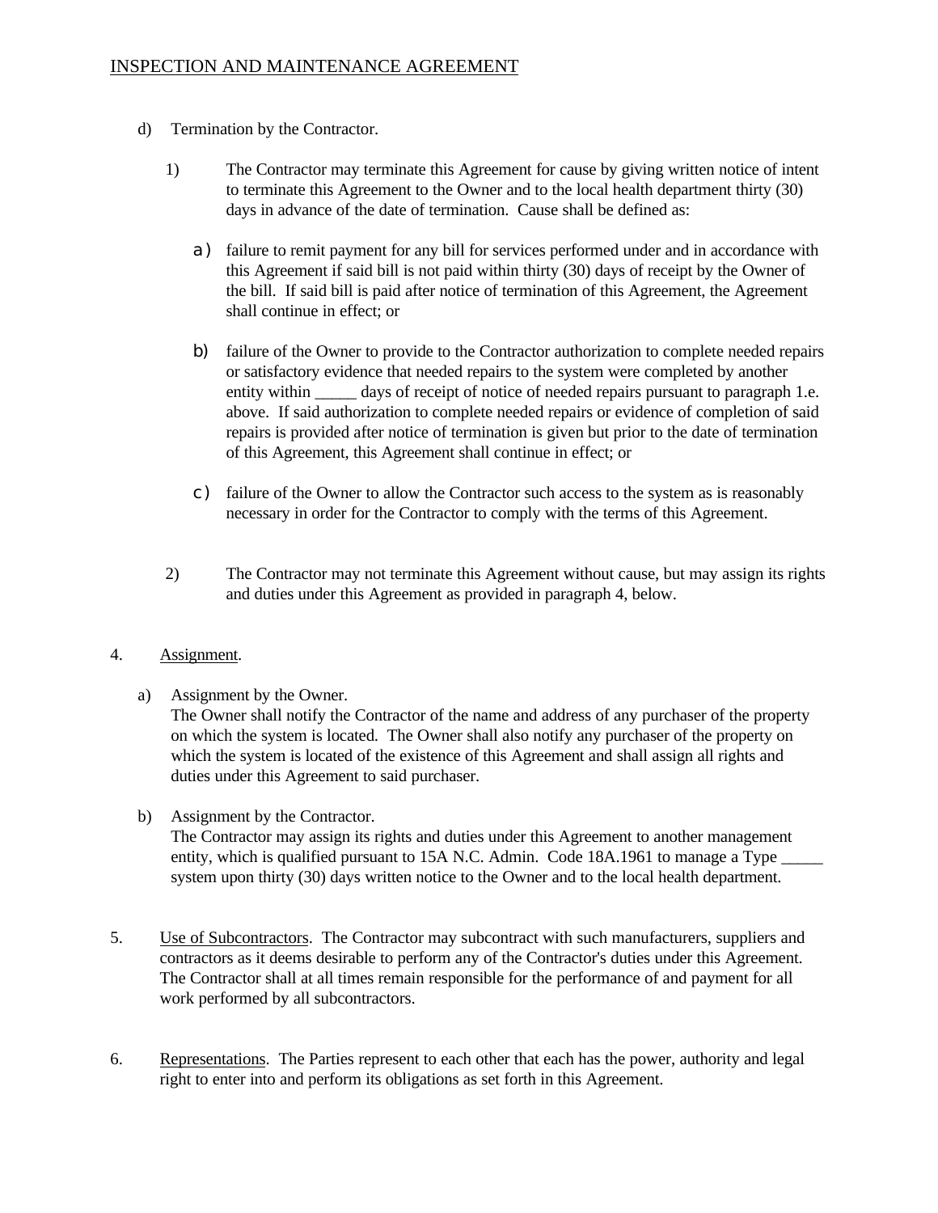INSPECTION AND MAINTENANCE AGREEMENT

d) Termination by the Contractor.

1) The Contractor may terminate this Agreement for cause by giving written notice of intent to terminate this Agreement to the Owner and to the local health department thirty (30) days in advance of the date of termination. Cause shall be defined as:

a) failure to remit payment for any bill for services performed under and in accordance with this Agreement if said bill is not paid within thirty (30) days of receipt by the Owner of the bill. If said bill is paid after notice of termination of this Agreement, the Agreement shall continue in effect; or

b) failure of the Owner to provide to the Contractor authorization to complete needed repairs or satisfactory evidence that needed repairs to the system were completed by another entity within _____ days of receipt of notice of needed repairs pursuant to paragraph 1.e. above. If said authorization to complete needed repairs or evidence of completion of said repairs is provided after notice of termination is given but prior to the date of termination of this Agreement, this Agreement shall continue in effect; or

c) failure of the Owner to allow the Contractor such access to the system as is reasonably necessary in order for the Contractor to comply with the terms of this Agreement.

2) The Contractor may not terminate this Agreement without cause, but may assign its rights and duties under this Agreement as provided in paragraph 4, below.

4. Assignment.

a) Assignment by the Owner.
The Owner shall notify the Contractor of the name and address of any purchaser of the property on which the system is located. The Owner shall also notify any purchaser of the property on which the system is located of the existence of this Agreement and shall assign all rights and duties under this Agreement to said purchaser.

b) Assignment by the Contractor.
The Contractor may assign its rights and duties under this Agreement to another management entity, which is qualified pursuant to 15A N.C. Admin. Code 18A.1961 to manage a Type _____ system upon thirty (30) days written notice to the Owner and to the local health department.

5. Use of Subcontractors. The Contractor may subcontract with such manufacturers, suppliers and contractors as it deems desirable to perform any of the Contractor's duties under this Agreement. The Contractor shall at all times remain responsible for the performance of and payment for all work performed by all subcontractors.

6. Representations. The Parties represent to each other that each has the power, authority and legal right to enter into and perform its obligations as set forth in this Agreement.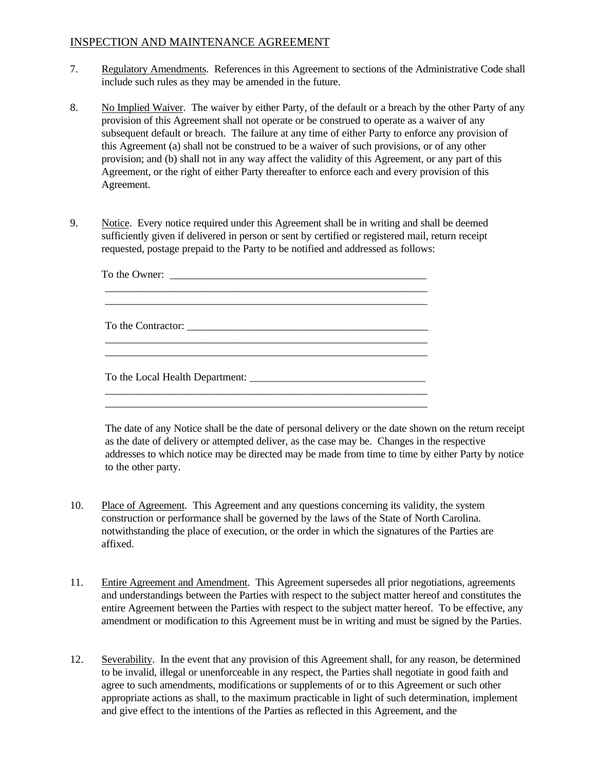INSPECTION AND MAINTENANCE AGREEMENT

7. Regulatory Amendments. References in this Agreement to sections of the Administrative Code shall include such rules as they may be amended in the future.

8. No Implied Waiver. The waiver by either Party, of the default or a breach by the other Party of any provision of this Agreement shall not operate or be construed to operate as a waiver of any subsequent default or breach. The failure at any time of either Party to enforce any provision of this Agreement (a) shall not be construed to be a waiver of such provisions, or of any other provision; and (b) shall not in any way affect the validity of this Agreement, or any part of this Agreement, or the right of either Party thereafter to enforce each and every provision of this Agreement.

9. Notice. Every notice required under this Agreement shall be in writing and shall be deemed sufficiently given if delivered in person or sent by certified or registered mail, return receipt requested, postage prepaid to the Party to be notified and addressed as follows:

To the Owner: ________________________________________________
______________________________________________________________
______________________________________________________________

To the Contractor: ______________________________________________
______________________________________________________________
______________________________________________________________

To the Local Health Department: _________________________________
______________________________________________________________
______________________________________________________________

The date of any Notice shall be the date of personal delivery or the date shown on the return receipt as the date of delivery or attempted deliver, as the case may be. Changes in the respective addresses to which notice may be directed may be made from time to time by either Party by notice to the other party.

10. Place of Agreement. This Agreement and any questions concerning its validity, the system construction or performance shall be governed by the laws of the State of North Carolina. notwithstanding the place of execution, or the order in which the signatures of the Parties are affixed.

11. Entire Agreement and Amendment. This Agreement supersedes all prior negotiations, agreements and understandings between the Parties with respect to the subject matter hereof and constitutes the entire Agreement between the Parties with respect to the subject matter hereof. To be effective, any amendment or modification to this Agreement must be in writing and must be signed by the Parties.

12. Severability. In the event that any provision of this Agreement shall, for any reason, be determined to be invalid, illegal or unenforceable in any respect, the Parties shall negotiate in good faith and agree to such amendments, modifications or supplements of or to this Agreement or such other appropriate actions as shall, to the maximum practicable in light of such determination, implement and give effect to the intentions of the Parties as reflected in this Agreement, and the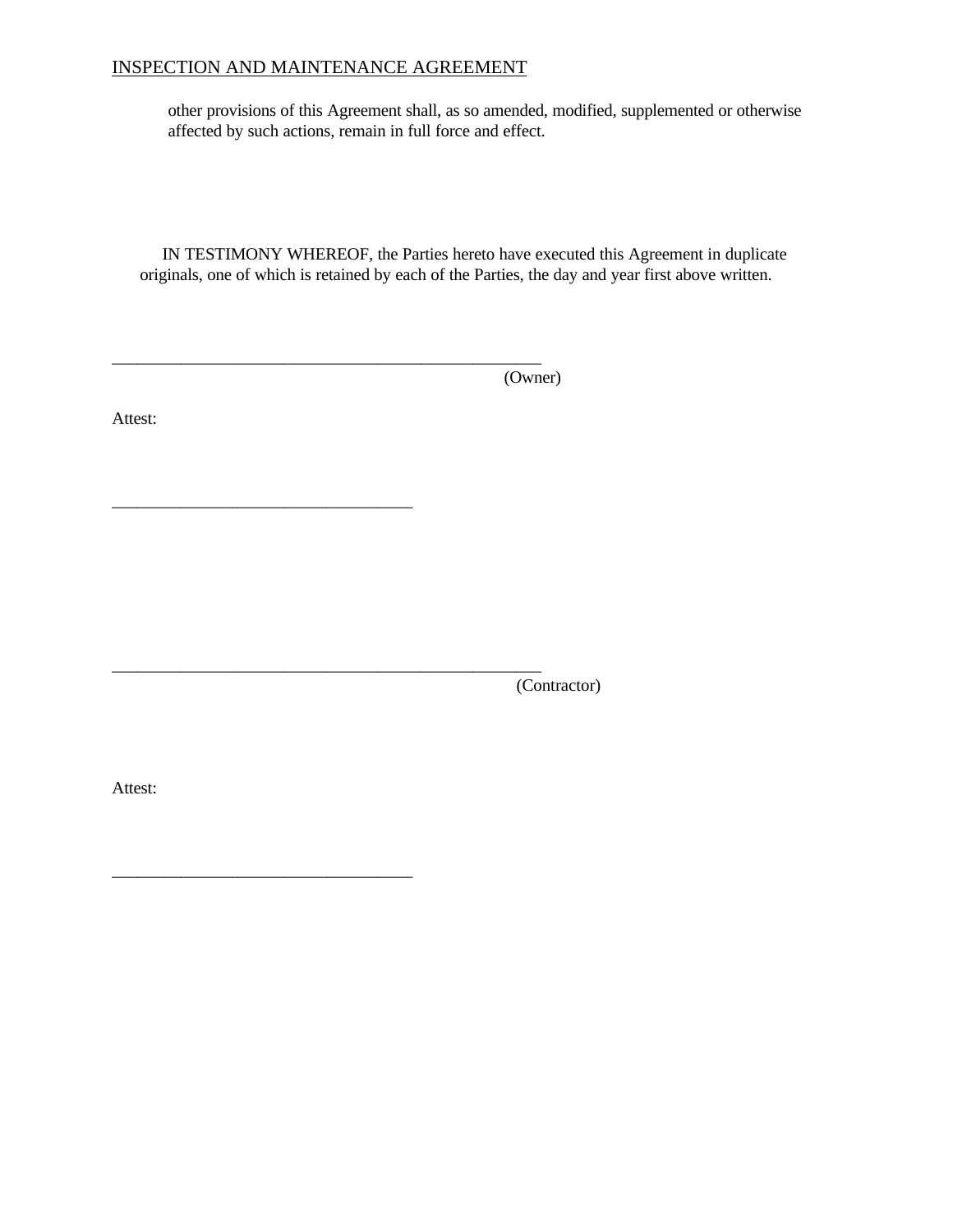other provisions of this Agreement shall, as so amended, modified, supplemented or otherwise affected by such actions, remain in full force and effect.

IN TESTIMONY WHEREOF, the Parties hereto have executed this Agreement in duplicate originals, one of which is retained by each of the Parties, the day and year first above written.

\_\_\_\_\_\_\_\_\_\_\_\_\_\_\_\_\_\_\_\_\_\_\_\_\_\_\_\_\_\_\_\_\_\_\_\_\_\_\_\_\_\_\_\_\_\_\_\_\_\_\_\_\_\_
(Owner)

Attest:

\_\_\_\_\_\_\_\_\_\_\_\_\_\_\_\_\_\_\_\_\_\_\_\_\_\_\_\_\_\_\_\_\_\_\_\_\_\_

\_\_\_\_\_\_\_\_\_\_\_\_\_\_\_\_\_\_\_\_\_\_\_\_\_\_\_\_\_\_\_\_\_\_\_\_\_\_\_\_\_\_\_\_\_\_\_\_\_\_\_\_\_\_
(Contractor)

Attest:

\_\_\_\_\_\_\_\_\_\_\_\_\_\_\_\_\_\_\_\_\_\_\_\_\_\_\_\_\_\_\_\_\_\_\_\_\_\_